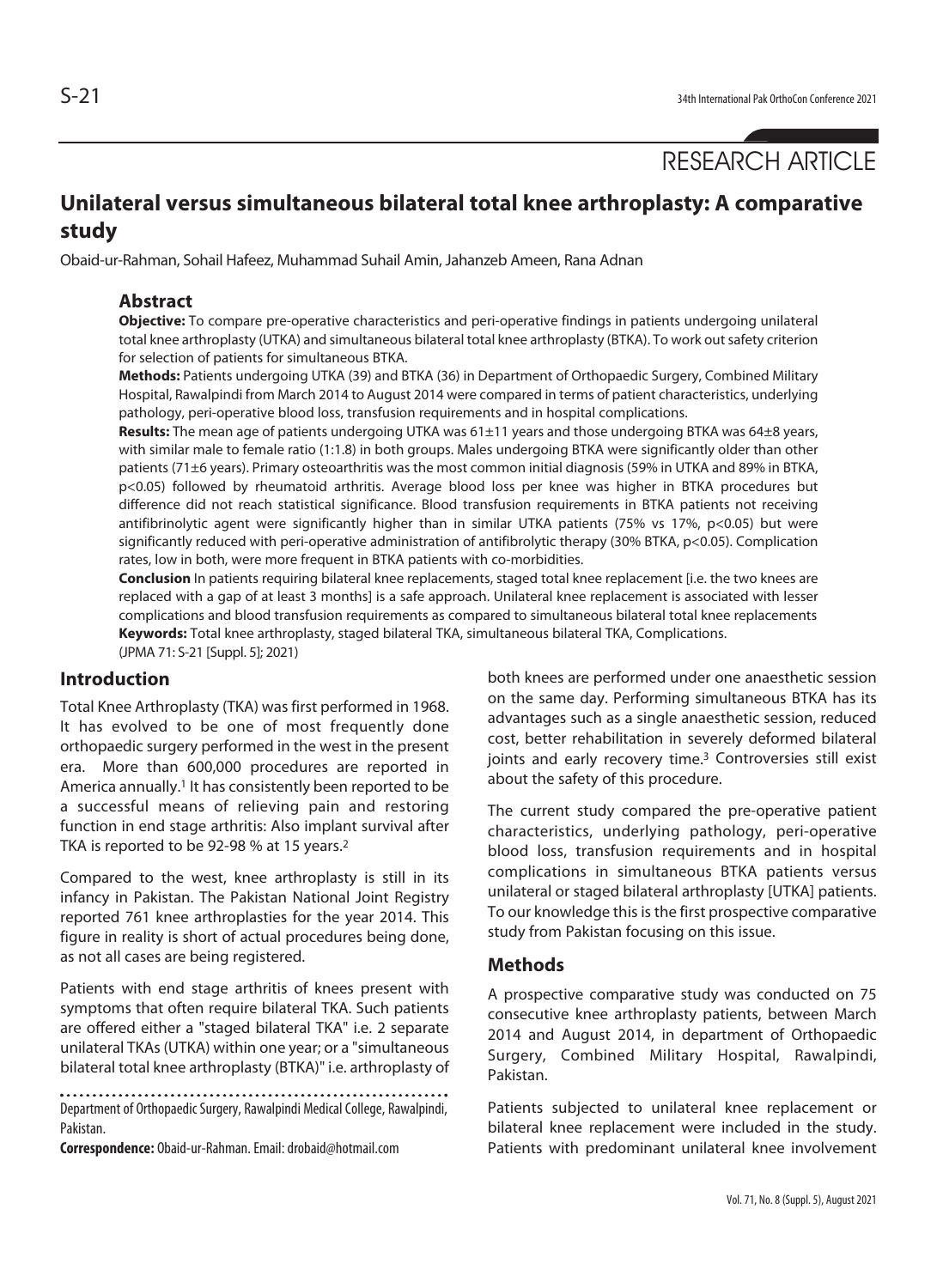RESEARCH ARTICLE

# Unilateral versus simultaneous bilateral total knee arthroplasty: A comparative study

Obaid-ur-Rahman, Sohail Hafeez, Muhammad Suhail Amin, Jahanzeb Ameen, Rana Adnan

## Abstract

**Objective:** To compare pre-operative characteristics and peri-operative findings in patients undergoing unilateral total knee arthroplasty (UTKA) and simultaneous bilateral total knee arthroplasty (BTKA). To work out safety criterion for selection of patients for simultaneous BTKA.

**Methods:** Patients undergoing UTKA (39) and BTKA (36) in Department of Orthopaedic Surgery, Combined Military Hospital, Rawalpindi from March 2014 to August 2014 were compared in terms of patient characteristics, underlying pathology, peri-operative blood loss, transfusion requirements and in hospital complications.

**Results:** The mean age of patients undergoing UTKA was 61±11 years and those undergoing BTKA was 64±8 years, with similar male to female ratio (1:1.8) in both groups. Males undergoing BTKA were significantly older than other patients (71±6 years). Primary osteoarthritis was the most common initial diagnosis (59% in UTKA and 89% in BTKA, $p<0.05$) followed by rheumatoid arthritis. Average blood loss per knee was higher in BTKA procedures but difference did not reach statistical significance. Blood transfusion requirements in BTKA patients not receiving antifibrinolytic agent were significantly higher than in similar UTKA patients (75% vs 17%, $p<0.05$) but were significantly reduced with peri-operative administration of antifibrolytic therapy (30% BTKA, $p<0.05$). Complication rates, low in both, were more frequent in BTKA patients with co-morbidities.

**Conclusion** In patients requiring bilateral knee replacements, staged total knee replacement [i.e. the two knees are replaced with a gap of at least 3 months] is a safe approach. Unilateral knee replacement is associated with lesser complications and blood transfusion requirements as compared to simultaneous bilateral total knee replacements

**Keywords:** Total knee arthroplasty, staged bilateral TKA, simultaneous bilateral TKA, Complications.

(JPMA 71: S-21 [Suppl. 5]; 2021)

## Introduction

Total Knee Arthroplasty (TKA) was first performed in 1968. It has evolved to be one of most frequently done orthopaedic surgery performed in the west in the present era. More than 600,000 procedures are reported in America annually.[1] It has consistently been reported to be a successful means of relieving pain and restoring function in end stage arthritis: Also implant survival after TKA is reported to be 92-98 % at 15 years.[2]

Compared to the west, knee arthroplasty is still in its infancy in Pakistan. The Pakistan National Joint Registry reported 761 knee arthroplasties for the year 2014. This figure in reality is short of actual procedures being done, as not all cases are being registered.

Patients with end stage arthritis of knees present with symptoms that often require bilateral TKA. Such patients are offered either a "staged bilateral TKA" i.e. 2 separate unilateral TKAs (UTKA) within one year; or a "simultaneous bilateral total knee arthroplasty (BTKA)" i.e. arthroplasty of both knees are performed under one anaesthetic session on the same day. Performing simultaneous BTKA has its advantages such as a single anaesthetic session, reduced cost, better rehabilitation in severely deformed bilateral joints and early recovery time.[3] Controversies still exist about the safety of this procedure.

The current study compared the pre-operative patient characteristics, underlying pathology, peri-operative blood loss, transfusion requirements and in hospital complications in simultaneous BTKA patients versus unilateral or staged bilateral arthroplasty [UTKA] patients. To our knowledge this is the first prospective comparative study from Pakistan focusing on this issue.

## Methods

A prospective comparative study was conducted on 75 consecutive knee arthroplasty patients, between March 2014 and August 2014, in department of Orthopaedic Surgery, Combined Military Hospital, Rawalpindi, Pakistan.

Patients subjected to unilateral knee replacement or bilateral knee replacement were included in the study. Patients with predominant unilateral knee involvement

Department of Orthopaedic Surgery, Rawalpindi Medical College, Rawalpindi, Pakistan.

**Correspondence:** Obaid-ur-Rahman. Email: drobaid@hotmail.com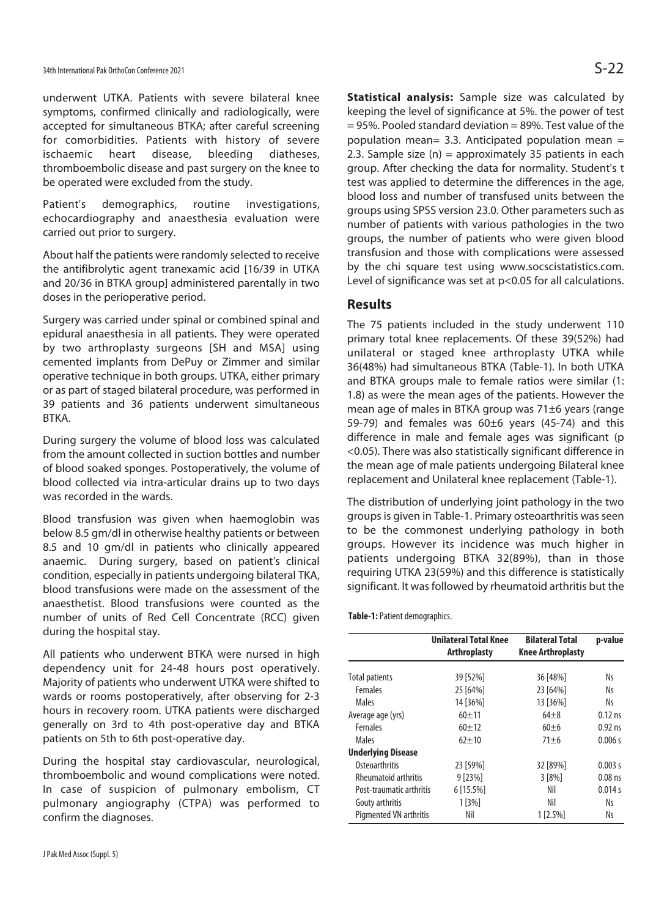underwent UTKA. Patients with severe bilateral knee symptoms, confirmed clinically and radiologically, were accepted for simultaneous BTKA; after careful screening for comorbidities. Patients with history of severe ischaemic heart disease, bleeding diatheses, thromboembolic disease and past surgery on the knee to be operated were excluded from the study.

Patient's demographics, routine investigations, echocardiography and anaesthesia evaluation were carried out prior to surgery.

About half the patients were randomly selected to receive the antifibrolytic agent tranexamic acid [16/39 in UTKA and 20/36 in BTKA group] administered parentally in two doses in the perioperative period.

Surgery was carried under spinal or combined spinal and epidural anaesthesia in all patients. They were operated by two arthroplasty surgeons [SH and MSA] using cemented implants from DePuy or Zimmer and similar operative technique in both groups. UTKA, either primary or as part of staged bilateral procedure, was performed in 39 patients and 36 patients underwent simultaneous BTKA.

During surgery the volume of blood loss was calculated from the amount collected in suction bottles and number of blood soaked sponges. Postoperatively, the volume of blood collected via intra-articular drains up to two days was recorded in the wards.

Blood transfusion was given when haemoglobin was below 8.5 gm/dl in otherwise healthy patients or between 8.5 and 10 gm/dl in patients who clinically appeared anaemic. During surgery, based on patient's clinical condition, especially in patients undergoing bilateral TKA, blood transfusions were made on the assessment of the anaesthetist. Blood transfusions were counted as the number of units of Red Cell Concentrate (RCC) given during the hospital stay.

All patients who underwent BTKA were nursed in high dependency unit for 24-48 hours post operatively. Majority of patients who underwent UTKA were shifted to wards or rooms postoperatively, after observing for 2-3 hours in recovery room. UTKA patients were discharged generally on 3rd to 4th post-operative day and BTKA patients on 5th to 6th post-operative day.

During the hospital stay cardiovascular, neurological, thromboembolic and wound complications were noted. In case of suspicion of pulmonary embolism, CT pulmonary angiography (CTPA) was performed to confirm the diagnoses.

**Statistical analysis:** Sample size was calculated by keeping the level of significance at 5%. the power of test = 95%. Pooled standard deviation = 89%. Test value of the population mean= 3.3. Anticipated population mean = 2.3. Sample size (n) = approximately 35 patients in each group. After checking the data for normality. Student's t test was applied to determine the differences in the age, blood loss and number of transfused units between the groups using SPSS version 23.0. Other parameters such as number of patients with various pathologies in the two groups, the number of patients who were given blood transfusion and those with complications were assessed by the chi square test using www.socscistatistics.com. Level of significance was set at $p<0.05$ for all calculations.

## Results

The 75 patients included in the study underwent 110 primary total knee replacements. Of these 39(52%) had unilateral or staged knee arthroplasty UTKA while 36(48%) had simultaneous BTKA (Table-1). In both UTKA and BTKA groups male to female ratios were similar (1: 1.8) as were the mean ages of the patients. However the mean age of males in BTKA group was 71±6 years (range 59-79) and females was 60±6 years (45-74) and this difference in male and female ages was significant ($p<0.05$). There was also statistically significant difference in the mean age of male patients undergoing Bilateral knee replacement and Unilateral knee replacement (Table-1).

The distribution of underlying joint pathology in the two groups is given in Table-1. Primary osteoarthritis was seen to be the commonest underlying pathology in both groups. However its incidence was much higher in patients undergoing BTKA 32(89%), than in those requiring UTKA 23(59%) and this difference is statistically significant. It was followed by rheumatoid arthritis but the

**Table-1:** Patient demographics.

| | Unilateral Total Knee Arthroplasty | Bilateral Total Knee Arthroplasty | p-value |
|---|---|---|---|
| Total patients | 39 [52%] | 36 [48%] | Ns |
| Females | 25 [64%] | 23 [64%] | Ns |
| Males | 14 [36%] | 13 [36%] | Ns |
| Average age (yrs) | 60±11 | 64±8 | 0.12 ns |
| Females | 60±12 | 60±6 | 0.92 ns |
| Males | 62±10 | 71±6 | 0.006 s |
| **Underlying Disease** | | | |
| Osteoarthritis | 23 [59%] | 32 [89%] | 0.003 s |
| Rheumatoid arthritis | 9 [23%] | 3 [8%] | 0.08 ns |
| Post-traumatic arthritis | 6 [15.5%] | Nil | 0.014 s |
| Gouty arthritis | 1 [3%] | Nil | Ns |
| Pigmented VN arthritis | Nil | 1 [2.5%] | Ns |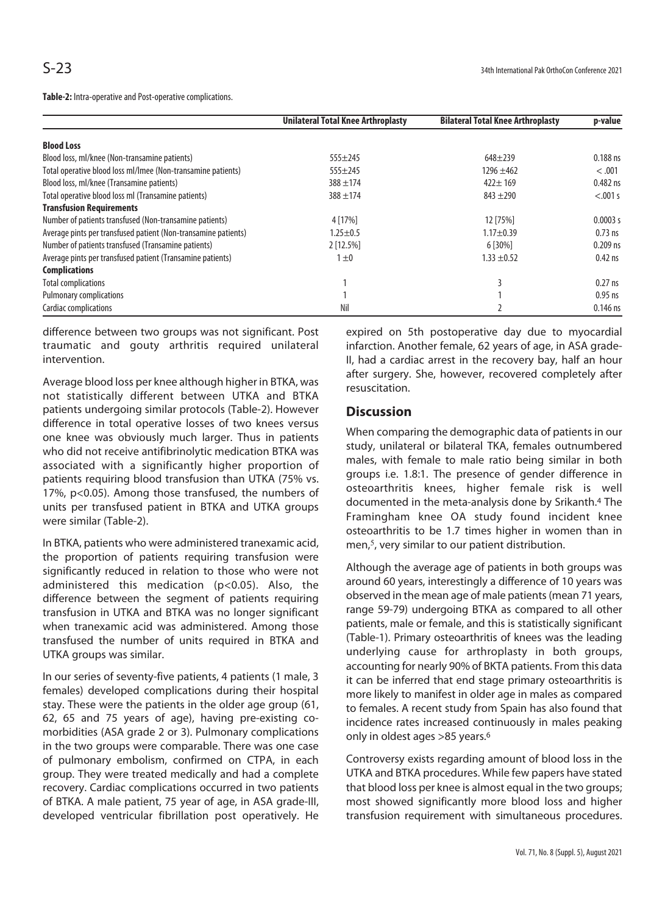**Table-2:** Intra-operative and Post-operative complications.

| | Unilateral Total Knee Arthroplasty | Bilateral Total Knee Arthroplasty | p-value |
|---|---|---|---|
| **Blood Loss** | | | |
| Blood loss, ml/knee (Non-transamine patients) | 555±245 | 648±239 | 0.188 ns |
| Total operative blood loss ml/lmee (Non-transamine patients) | 555±245 | 1296 ±462 | < .001 |
| Blood loss, ml/knee (Transamine patients) | 388 ±174 | 422± 169 | 0.482 ns |
| Total operative blood loss ml (Transamine patients) | 388 ±174 | 843 ±290 | <.001 s |
| **Transfusion Requirements** | | | |
| Number of patients transfused (Non-transamine patients) | 4 [17%] | 12 [75%] | 0.0003 s |
| Average pints per transfused patient (Non-transamine patients) | 1.25±0.5 | 1.17±0.39 | 0.73 ns |
| Number of patients transfused (Transamine patients) | 2 [12.5%] | 6 [30%] | 0.209 ns |
| Average pints per transfused patient (Transamine patients) | 1 ±0 | 1.33 ±0.52 | 0.42 ns |
| **Complications** | | | |
| Total complications | 1 | 3 | 0.27 ns |
| Pulmonary complications | 1 | 1 | 0.95 ns |
| Cardiac complications | Nil | 2 | 0.146 ns |

difference between two groups was not significant. Post traumatic and gouty arthritis required unilateral intervention.

Average blood loss per knee although higher in BTKA, was not statistically different between UTKA and BTKA patients undergoing similar protocols (Table-2). However difference in total operative losses of two knees versus one knee was obviously much larger. Thus in patients who did not receive antifibrinolytic medication BTKA was associated with a significantly higher proportion of patients requiring blood transfusion than UTKA (75% vs. 17%, $p<0.05$). Among those transfused, the numbers of units per transfused patient in BTKA and UTKA groups were similar (Table-2).

In BTKA, patients who were administered tranexamic acid, the proportion of patients requiring transfusion were significantly reduced in relation to those who were not administered this medication ($p<0.05$). Also, the difference between the segment of patients requiring transfusion in UTKA and BTKA was no longer significant when tranexamic acid was administered. Among those transfused the number of units required in BTKA and UTKA groups was similar.

In our series of seventy-five patients, 4 patients (1 male, 3 females) developed complications during their hospital stay. These were the patients in the older age group (61, 62, 65 and 75 years of age), having pre-existing co-morbidities (ASA grade 2 or 3). Pulmonary complications in the two groups were comparable. There was one case of pulmonary embolism, confirmed on CTPA, in each group. They were treated medically and had a complete recovery. Cardiac complications occurred in two patients of BTKA. A male patient, 75 year of age, in ASA grade-III, developed ventricular fibrillation post operatively. He expired on 5th postoperative day due to myocardial infarction. Another female, 62 years of age, in ASA grade-II, had a cardiac arrest in the recovery bay, half an hour after surgery. She, however, recovered completely after resuscitation.

## Discussion

When comparing the demographic data of patients in our study, unilateral or bilateral TKA, females outnumbered males, with female to male ratio being similar in both groups i.e. 1.8:1. The presence of gender difference in osteoarthritis knees, higher female risk is well documented in the meta-analysis done by Srikanth.[4] The Framingham knee OA study found incident knee osteoarthritis to be 1.7 times higher in women than in men,[5], very similar to our patient distribution.

Although the average age of patients in both groups was around 60 years, interestingly a difference of 10 years was observed in the mean age of male patients (mean 71 years, range 59-79) undergoing BTKA as compared to all other patients, male or female, and this is statistically significant (Table-1). Primary osteoarthritis of knees was the leading underlying cause for arthroplasty in both groups, accounting for nearly 90% of BKTA patients. From this data it can be inferred that end stage primary osteoarthritis is more likely to manifest in older age in males as compared to females. A recent study from Spain has also found that incidence rates increased continuously in males peaking only in oldest ages >85 years.[6]

Controversy exists regarding amount of blood loss in the UTKA and BTKA procedures. While few papers have stated that blood loss per knee is almost equal in the two groups; most showed significantly more blood loss and higher transfusion requirement with simultaneous procedures.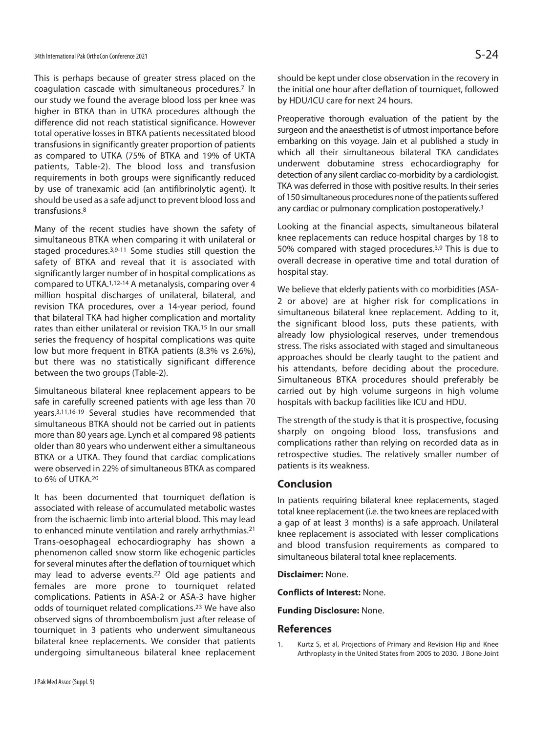This is perhaps because of greater stress placed on the coagulation cascade with simultaneous procedures.[7] In our study we found the average blood loss per knee was higher in BTKA than in UTKA procedures although the difference did not reach statistical significance. However total operative losses in BTKA patients necessitated blood transfusions in significantly greater proportion of patients as compared to UTKA (75% of BTKA and 19% of UKTA patients, Table-2). The blood loss and transfusion requirements in both groups were significantly reduced by use of tranexamic acid (an antifibrinolytic agent). It should be used as a safe adjunct to prevent blood loss and transfusions.[8]

Many of the recent studies have shown the safety of simultaneous BTKA when comparing it with unilateral or staged procedures.[3,9-11] Some studies still question the safety of BTKA and reveal that it is associated with significantly larger number of in hospital complications as compared to UTKA.[1,12-14] A metanalysis, comparing over 4 million hospital discharges of unilateral, bilateral, and revision TKA procedures, over a 14-year period, found that bilateral TKA had higher complication and mortality rates than either unilateral or revision TKA.[15] In our small series the frequency of hospital complications was quite low but more frequent in BTKA patients (8.3% vs 2.6%), but there was no statistically significant difference between the two groups (Table-2).

Simultaneous bilateral knee replacement appears to be safe in carefully screened patients with age less than 70 years.[3,11,16-19] Several studies have recommended that simultaneous BTKA should not be carried out in patients more than 80 years age. Lynch et al compared 98 patients older than 80 years who underwent either a simultaneous BTKA or a UTKA. They found that cardiac complications were observed in 22% of simultaneous BTKA as compared to 6% of UTKA.[20]

It has been documented that tourniquet deflation is associated with release of accumulated metabolic wastes from the ischaemic limb into arterial blood. This may lead to enhanced minute ventilation and rarely arrhythmias.[21] Trans-oesophageal echocardiography has shown a phenomenon called snow storm like echogenic particles for several minutes after the deflation of tourniquet which may lead to adverse events.[22] Old age patients and females are more prone to tourniquet related complications. Patients in ASA-2 or ASA-3 have higher odds of tourniquet related complications.[23] We have also observed signs of thromboembolism just after release of tourniquet in 3 patients who underwent simultaneous bilateral knee replacements. We consider that patients undergoing simultaneous bilateral knee replacement should be kept under close observation in the recovery in the initial one hour after deflation of tourniquet, followed by HDU/ICU care for next 24 hours.

Preoperative thorough evaluation of the patient by the surgeon and the anaesthetist is of utmost importance before embarking on this voyage. Jain et al published a study in which all their simultaneous bilateral TKA candidates underwent dobutamine stress echocardiography for detection of any silent cardiac co-morbidity by a cardiologist. TKA was deferred in those with positive results. In their series of 150 simultaneous procedures none of the patients suffered any cardiac or pulmonary complication postoperatively.[3]

Looking at the financial aspects, simultaneous bilateral knee replacements can reduce hospital charges by 18 to 50% compared with staged procedures.[3,9] This is due to overall decrease in operative time and total duration of hospital stay.

We believe that elderly patients with co morbidities (ASA-2 or above) are at higher risk for complications in simultaneous bilateral knee replacement. Adding to it, the significant blood loss, puts these patients, with already low physiological reserves, under tremendous stress. The risks associated with staged and simultaneous approaches should be clearly taught to the patient and his attendants, before deciding about the procedure. Simultaneous BTKA procedures should preferably be carried out by high volume surgeons in high volume hospitals with backup facilities like ICU and HDU.

The strength of the study is that it is prospective, focusing sharply on ongoing blood loss, transfusions and complications rather than relying on recorded data as in retrospective studies. The relatively smaller number of patients is its weakness.

## Conclusion

In patients requiring bilateral knee replacements, staged total knee replacement (i.e. the two knees are replaced with a gap of at least 3 months) is a safe approach. Unilateral knee replacement is associated with lesser complications and blood transfusion requirements as compared to simultaneous bilateral total knee replacements.

**Disclaimer:** None.

**Conflicts of Interest:** None.

**Funding Disclosure:** None.

## References

1. Kurtz S, et al, Projections of Primary and Revision Hip and Knee Arthroplasty in the United States from 2005 to 2030. J Bone Joint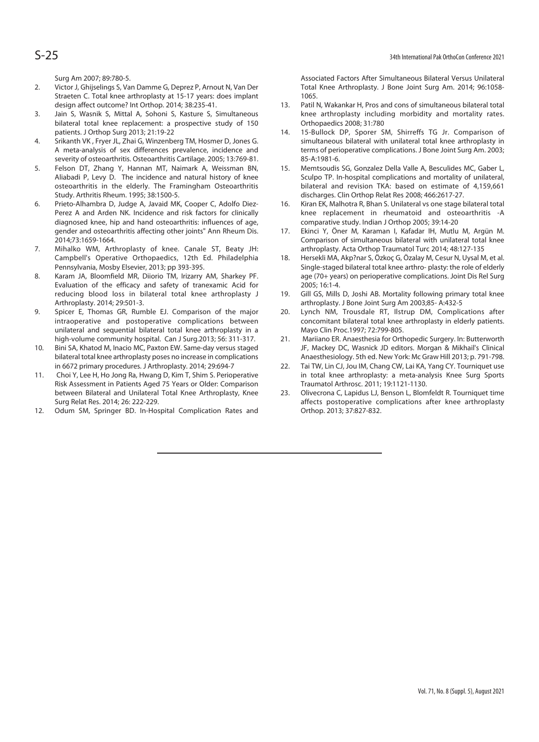Surg Am 2007; 89:780-5.

2. Victor J, Ghijselings S, Van Damme G, Deprez P, Arnout N, Van Der Straeten C. Total knee arthroplasty at 15-17 years: does implant design affect outcome? Int Orthop. 2014; 38:235-41.
3. Jain S, Wasnik S, Mittal A, Sohoni S, Kasture S, Simultaneous bilateral total knee replacement: a prospective study of 150 patients. J Orthop Surg 2013; 21:19-22
4. Srikanth VK , Fryer JL, Zhai G, Winzenberg TM, Hosmer D, Jones G. A meta-analysis of sex differences prevalence, incidence and severity of osteoarthritis. Osteoarthritis Cartilage. 2005; 13:769-81.
5. Felson DT, Zhang Y, Hannan MT, Naimark A, Weissman BN, Aliabadi P, Levy D. The incidence and natural history of knee osteoarthritis in the elderly. The Framingham Osteoarthritis Study. Arthritis Rheum. 1995; 38:1500-5.
6. Prieto-Alhambra D, Judge A, Javaid MK, Cooper C, Adolfo Diez-Perez A and Arden NK. Incidence and risk factors for clinically diagnosed knee, hip and hand osteoarthritis: influences of age, gender and osteoarthritis affecting other joints" Ann Rheum Dis. 2014;73:1659-1664.
7. Mihalko WM, Arthroplasty of knee. Canale ST, Beaty JH: Campbell's Operative Orthopaedics, 12th Ed. Philadelphia Pennsylvania, Mosby Elsevier, 2013; pp 393-395.
8. Karam JA, Bloomfield MR, Diiorio TM, Irizarry AM, Sharkey PF. Evaluation of the efficacy and safety of tranexamic Acid for reducing blood loss in bilateral total knee arthroplasty J Arthroplasty. 2014; 29:501-3.
9. Spicer E, Thomas GR, Rumble EJ. Comparison of the major intraoperative and postoperative complications between unilateral and sequential bilateral total knee arthroplasty in a high-volume community hospital. Can J Surg.2013; 56: 311-317.
10. Bini SA, Khatod M, Inacio MC, Paxton EW. Same-day versus staged bilateral total knee arthroplasty poses no increase in complications in 6672 primary procedures. J Arthroplasty. 2014; 29:694-7
11. Choi Y, Lee H, Ho Jong Ra, Hwang D, Kim T, Shim S. Perioperative Risk Assessment in Patients Aged 75 Years or Older: Comparison between Bilateral and Unilateral Total Knee Arthroplasty, Knee Surg Relat Res. 2014; 26: 222-229.
12. Odum SM, Springer BD. In-Hospital Complication Rates and Associated Factors After Simultaneous Bilateral Versus Unilateral Total Knee Arthroplasty. J Bone Joint Surg Am. 2014; 96:1058-1065.
13. Patil N, Wakankar H, Pros and cons of simultaneous bilateral total knee arthroplasty including morbidity and mortality rates. Orthopaedics 2008; 31:780
14. 15-Bullock DP, Sporer SM, Shirreffs TG Jr. Comparison of simultaneous bilateral with unilateral total knee arthroplasty in terms of perioperative complications. J Bone Joint Surg Am. 2003; 85-A:1981-6.
15. Memtsoudis SG, Gonzalez Della Valle A, Besculides MC, Gaber L, Sculpo TP. In-hospital complications and mortality of unilateral, bilateral and revision TKA: based on estimate of 4,159,661 discharges. Clin Orthop Relat Res 2008; 466:2617-27.
16. Kiran EK, Malhotra R, Bhan S. Unilateral vs one stage bilateral total knee replacement in rheumatoid and osteoarthritis -A comparative study. Indian J Orthop 2005; 39:14-20
17. Ekinci Y, Öner M, Karaman I, Kafadar IH, Mutlu M, Argün M. Comparison of simultaneous bilateral with unilateral total knee arthroplasty. Acta Orthop Traumatol Turc 2014; 48:127-135
18. Hersekli MA, Akp?nar S, Özkoç G, Özalay M, Cesur N, Uysal M, et al. Single-staged bilateral total knee arthro- plasty: the role of elderly age (70+ years) on perioperative complications. Joint Dis Rel Surg 2005; 16:1-4.
19. Gill GS, Mills D, Joshi AB. Mortality following primary total knee arthroplasty. J Bone Joint Surg Am 2003;85- A:432-5
20. Lynch NM, Trousdale RT, Ilstrup DM, Complications after concomitant bilateral total knee arthroplasty in elderly patients. Mayo Clin Proc.1997; 72:799-805.
21. Mariiano ER. Anaesthesia for Orthopedic Surgery. In: Butterworth JF, Mackey DC, Wasnick JD editors. Morgan & Mikhail's Clinical Anaesthesiology. 5th ed. New York: Mc Graw Hill 2013; p. 791-798.
22. Tai TW, Lin CJ, Jou IM, Chang CW, Lai KA, Yang CY. Tourniquet use in total knee arthroplasty: a meta-analysis Knee Surg Sports Traumatol Arthrosc. 2011; 19:1121-1130.
23. Olivecrona C, Lapidus LJ, Benson L, Blomfeldt R. Tourniquet time affects postoperative complications after knee arthroplasty Orthop. 2013; 37:827-832.